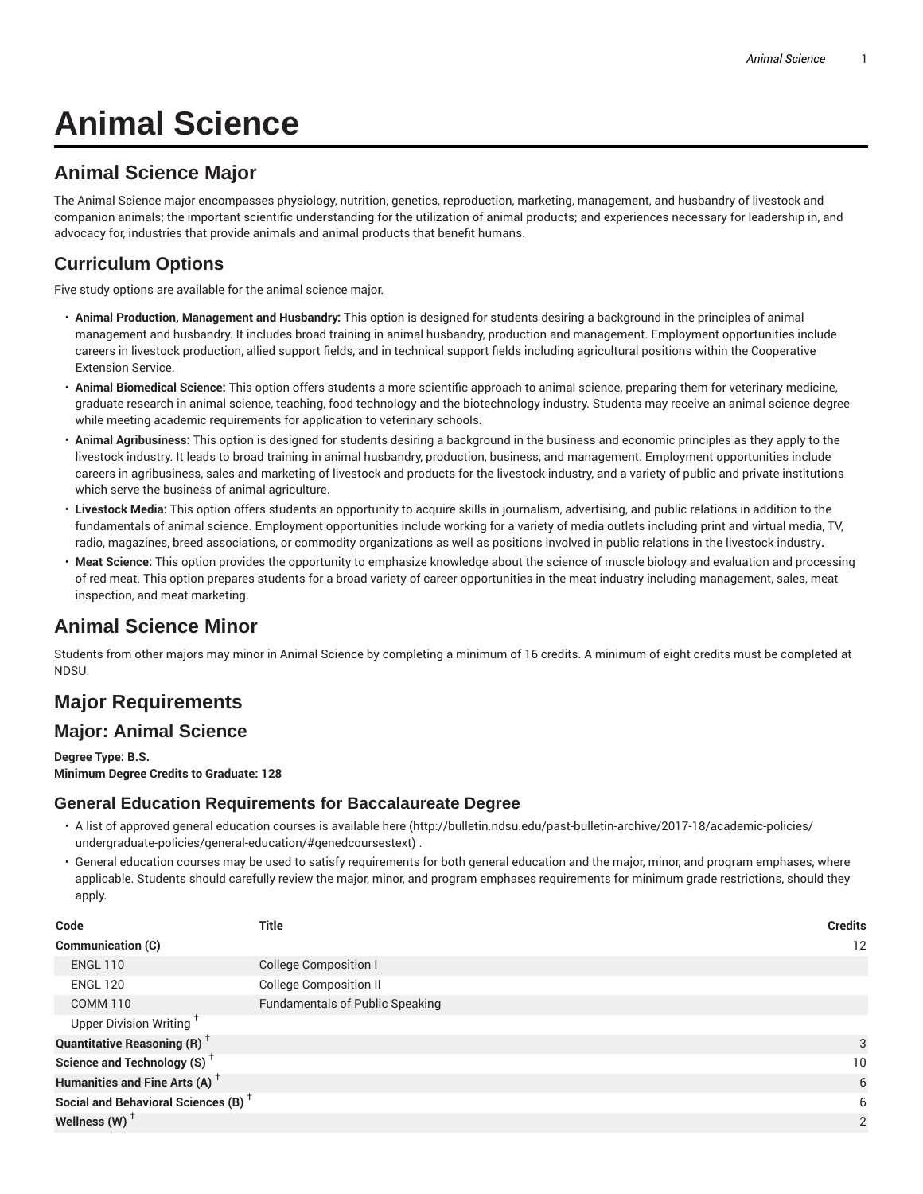# Animal Science

## Animal Science Major

The Animal Science major encompasses physiology, nutrition, genetics, reproduction, marketing, management, and husbandry of livestock and companion animals; the important scientific understanding for the utilization of animal products; and experiences necessary for leadership in, and advocacy for, industries that provide animals and animal products that benefit humans.

## Curriculum Options

Five study options are available for the animal science major.

- **Animal Production, Management and Husbandry:** This option is designed for students desiring a background in the principles of animal management and husbandry. It includes broad training in animal husbandry, production and management. Employment opportunities include careers in livestock production, allied support fields, and in technical support fields including agricultural positions within the Cooperative Extension Service.
- **Animal Biomedical Science:** This option offers students a more scientific approach to animal science, preparing them for veterinary medicine, graduate research in animal science, teaching, food technology and the biotechnology industry. Students may receive an animal science degree while meeting academic requirements for application to veterinary schools.
- **Animal Agribusiness:** This option is designed for students desiring a background in the business and economic principles as they apply to the livestock industry. It leads to broad training in animal husbandry, production, business, and management. Employment opportunities include careers in agribusiness, sales and marketing of livestock and products for the livestock industry, and a variety of public and private institutions which serve the business of animal agriculture.
- **Livestock Media:** This option offers students an opportunity to acquire skills in journalism, advertising, and public relations in addition to the fundamentals of animal science. Employment opportunities include working for a variety of media outlets including print and virtual media, TV, radio, magazines, breed associations, or commodity organizations as well as positions involved in public relations in the livestock industry.
- **Meat Science:** This option provides the opportunity to emphasize knowledge about the science of muscle biology and evaluation and processing of red meat. This option prepares students for a broad variety of career opportunities in the meat industry including management, sales, meat inspection, and meat marketing.

## Animal Science Minor

Students from other majors may minor in Animal Science by completing a minimum of 16 credits. A minimum of eight credits must be completed at NDSU.

## Major Requirements

## Major: Animal Science

**Degree Type: B.S.**
**Minimum Degree Credits to Graduate: 128**

### General Education Requirements for Baccalaureate Degree

- A list of approved general education courses is available here (http://bulletin.ndsu.edu/past-bulletin-archive/2017-18/academic-policies/undergraduate-policies/general-education/#genedcoursestext) .
- General education courses may be used to satisfy requirements for both general education and the major, minor, and program emphases, where applicable. Students should carefully review the major, minor, and program emphases requirements for minimum grade restrictions, should they apply.

| Code | Title | Credits |
|---|---|---|
| **Communication (C)** | | 12 |
| ENGL 110 | College Composition I | |
| ENGL 120 | College Composition II | |
| COMM 110 | Fundamentals of Public Speaking | |
| Upper Division Writing † | | |
| **Quantitative Reasoning (R) †** | | 3 |
| **Science and Technology (S) †** | | 10 |
| **Humanities and Fine Arts (A) †** | | 6 |
| **Social and Behavioral Sciences (B) †** | | 6 |
| **Wellness (W) †** | | 2 |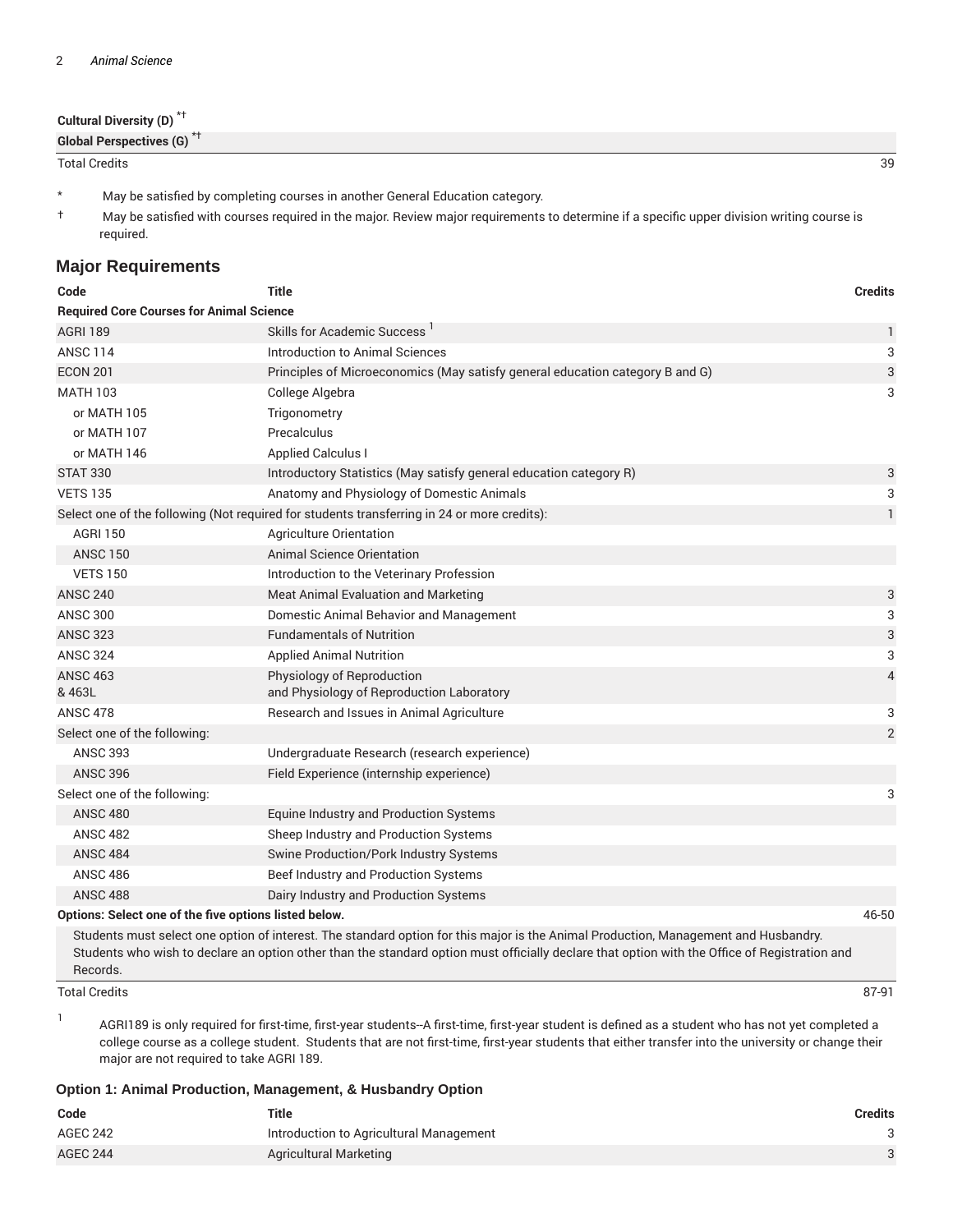| | | |
|---|---|---|
| **Cultural Diversity (D)** *† | | |
| **Global Perspectives (G)** *† | | |
| Total Credits | | 39 |

\* May be satisfied by completing courses in another General Education category.

† May be satisfied with courses required in the major. Review major requirements to determine if a specific upper division writing course is required.

## Major Requirements

| Code | Title | Credits |
|---|---|---|
| **Required Core Courses for Animal Science** | | |
| AGRI 189 | Skills for Academic Success [1] | 1 |
| ANSC 114 | Introduction to Animal Sciences | 3 |
| ECON 201 | Principles of Microeconomics (May satisfy general education category B and G) | 3 |
| MATH 103 | College Algebra | 3 |
| or MATH 105 | Trigonometry | |
| or MATH 107 | Precalculus | |
| or MATH 146 | Applied Calculus I | |
| STAT 330 | Introductory Statistics (May satisfy general education category R) | 3 |
| VETS 135 | Anatomy and Physiology of Domestic Animals | 3 |
| Select one of the following (Not required for students transferring in 24 or more credits): | | 1 |
| AGRI 150 | Agriculture Orientation | |
| ANSC 150 | Animal Science Orientation | |
| VETS 150 | Introduction to the Veterinary Profession | |
| ANSC 240 | Meat Animal Evaluation and Marketing | 3 |
| ANSC 300 | Domestic Animal Behavior and Management | 3 |
| ANSC 323 | Fundamentals of Nutrition | 3 |
| ANSC 324 | Applied Animal Nutrition | 3 |
| ANSC 463 & 463L | Physiology of Reproduction and Physiology of Reproduction Laboratory | 4 |
| ANSC 478 | Research and Issues in Animal Agriculture | 3 |
| Select one of the following: | | 2 |
| ANSC 393 | Undergraduate Research (research experience) | |
| ANSC 396 | Field Experience (internship experience) | |
| Select one of the following: | | 3 |
| ANSC 480 | Equine Industry and Production Systems | |
| ANSC 482 | Sheep Industry and Production Systems | |
| ANSC 484 | Swine Production/Pork Industry Systems | |
| ANSC 486 | Beef Industry and Production Systems | |
| ANSC 488 | Dairy Industry and Production Systems | |
| **Options: Select one of the five options listed below.** | | 46-50 |
| Students must select one option of interest. The standard option for this major is the Animal Production, Management and Husbandry. Students who wish to declare an option other than the standard option must officially declare that option with the Office of Registration and Records. | | |
| Total Credits | | 87-91 |

1 AGRI189 is only required for first-time, first-year students--A first-time, first-year student is defined as a student who has not yet completed a college course as a college student. Students that are not first-time, first-year students that either transfer into the university or change their major are not required to take AGRI 189.

### Option 1: Animal Production, Management, & Husbandry Option

| Code | Title | Credits |
|---|---|---|
| AGEC 242 | Introduction to Agricultural Management | 3 |
| AGEC 244 | Agricultural Marketing | 3 |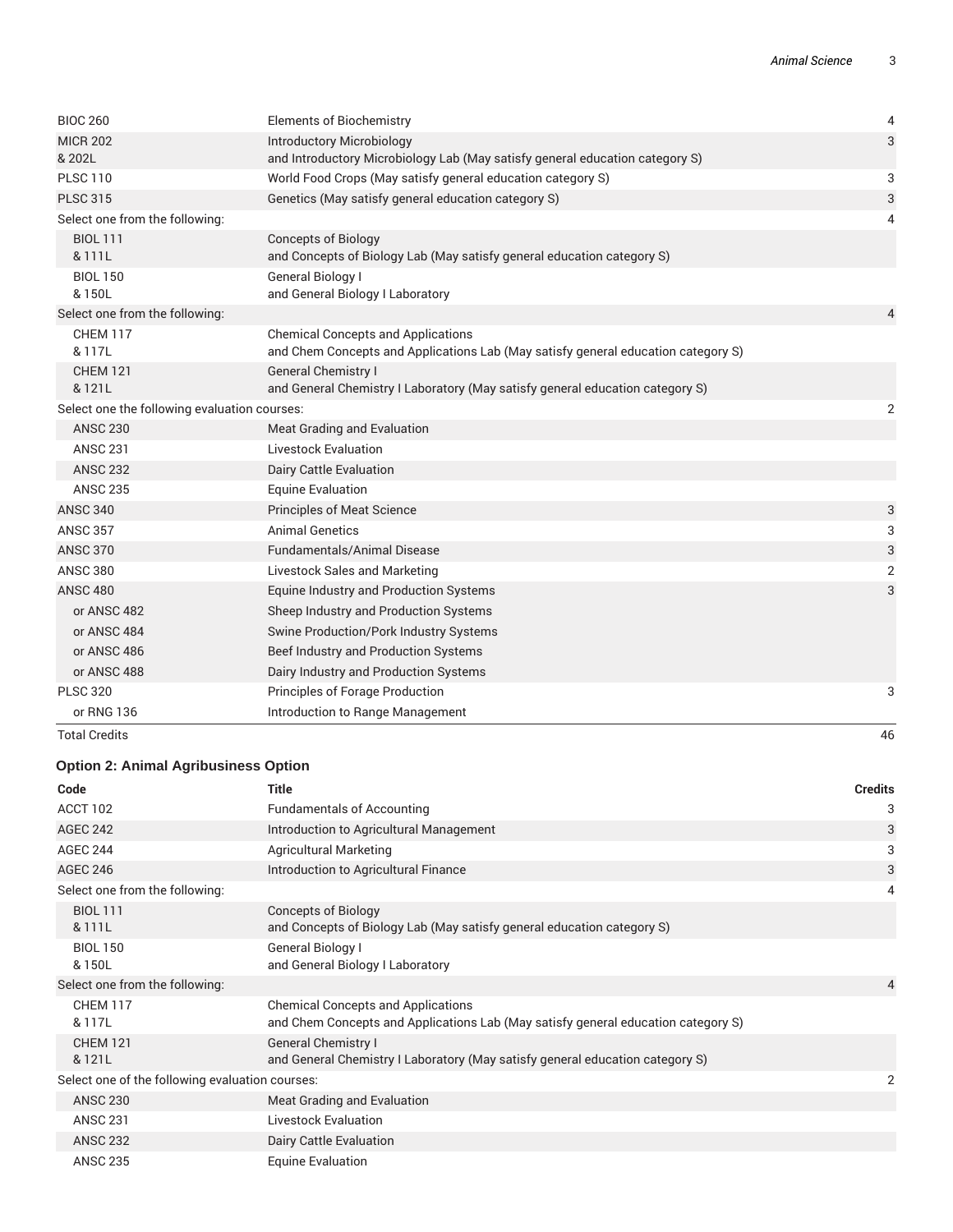| | | |
|---|---|---|
| BIOC 260 | Elements of Biochemistry | 4 |
| MICR 202 & 202L | Introductory Microbiology and Introductory Microbiology Lab (May satisfy general education category S) | 3 |
| PLSC 110 | World Food Crops (May satisfy general education category S) | 3 |
| PLSC 315 | Genetics (May satisfy general education category S) | 3 |
| Select one from the following: | | 4 |
| BIOL 111 & 111L | Concepts of Biology and Concepts of Biology Lab (May satisfy general education category S) | |
| BIOL 150 & 150L | General Biology I and General Biology I Laboratory | |
| Select one from the following: | | 4 |
| CHEM 117 & 117L | Chemical Concepts and Applications and Chem Concepts and Applications Lab (May satisfy general education category S) | |
| CHEM 121 & 121L | General Chemistry I and General Chemistry I Laboratory (May satisfy general education category S) | |
| Select one the following evaluation courses: | | 2 |
| ANSC 230 | Meat Grading and Evaluation | |
| ANSC 231 | Livestock Evaluation | |
| ANSC 232 | Dairy Cattle Evaluation | |
| ANSC 235 | Equine Evaluation | |
| ANSC 340 | Principles of Meat Science | 3 |
| ANSC 357 | Animal Genetics | 3 |
| ANSC 370 | Fundamentals/Animal Disease | 3 |
| ANSC 380 | Livestock Sales and Marketing | 2 |
| ANSC 480 | Equine Industry and Production Systems | 3 |
| or ANSC 482 | Sheep Industry and Production Systems | |
| or ANSC 484 | Swine Production/Pork Industry Systems | |
| or ANSC 486 | Beef Industry and Production Systems | |
| or ANSC 488 | Dairy Industry and Production Systems | |
| PLSC 320 | Principles of Forage Production | 3 |
| or RNG 136 | Introduction to Range Management | |
| Total Credits | | 46 |

### Option 2: Animal Agribusiness Option

| Code | Title | Credits |
|---|---|---|
| ACCT 102 | Fundamentals of Accounting | 3 |
| AGEC 242 | Introduction to Agricultural Management | 3 |
| AGEC 244 | Agricultural Marketing | 3 |
| AGEC 246 | Introduction to Agricultural Finance | 3 |
| Select one from the following: | | 4 |
| BIOL 111 & 111L | Concepts of Biology and Concepts of Biology Lab (May satisfy general education category S) | |
| BIOL 150 & 150L | General Biology I and General Biology I Laboratory | |
| Select one from the following: | | 4 |
| CHEM 117 & 117L | Chemical Concepts and Applications and Chem Concepts and Applications Lab (May satisfy general education category S) | |
| CHEM 121 & 121L | General Chemistry I and General Chemistry I Laboratory (May satisfy general education category S) | |
| Select one of the following evaluation courses: | | 2 |
| ANSC 230 | Meat Grading and Evaluation | |
| ANSC 231 | Livestock Evaluation | |
| ANSC 232 | Dairy Cattle Evaluation | |
| ANSC 235 | Equine Evaluation | |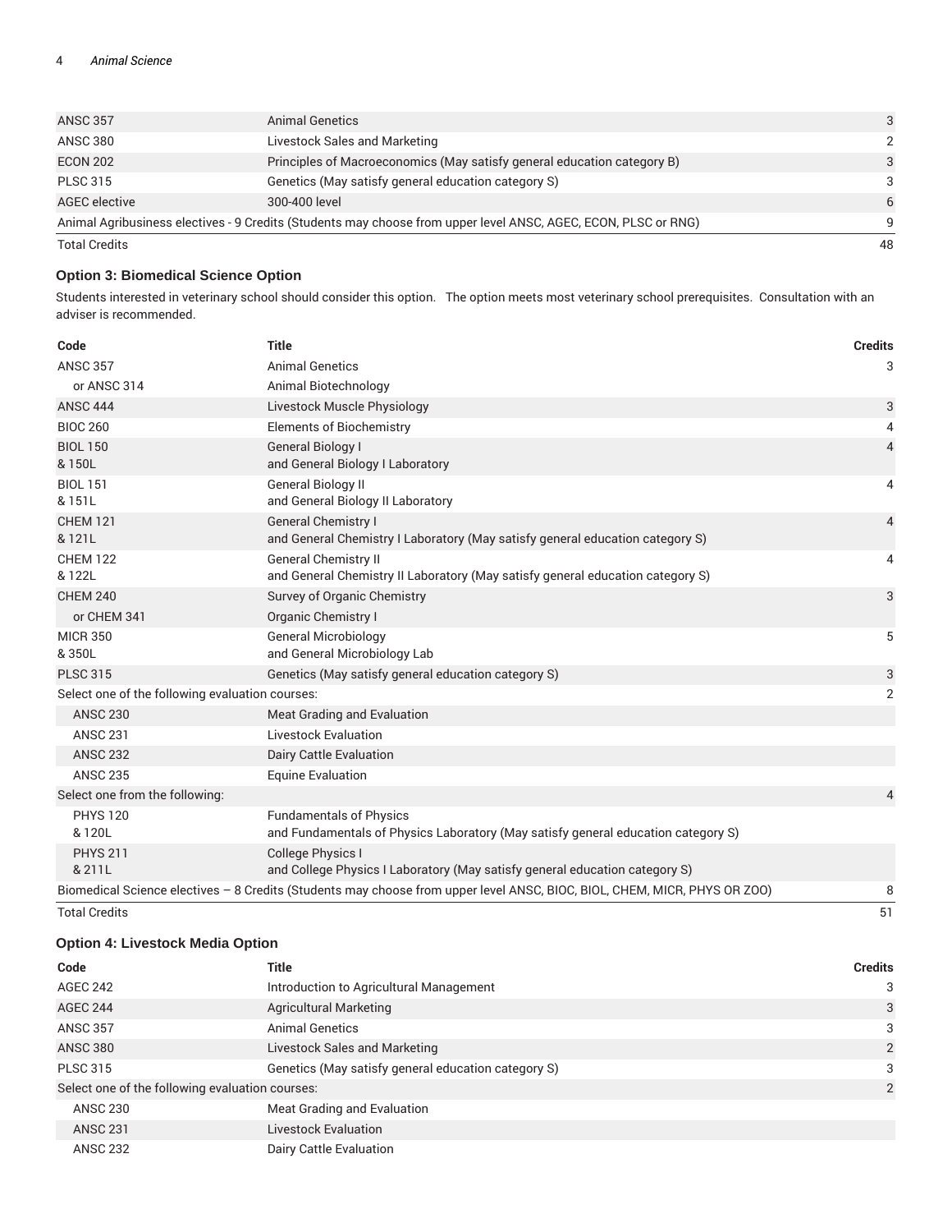| | | |
|---|---|---|
| ANSC 357 | Animal Genetics | 3 |
| ANSC 380 | Livestock Sales and Marketing | 2 |
| ECON 202 | Principles of Macroeconomics (May satisfy general education category B) | 3 |
| PLSC 315 | Genetics (May satisfy general education category S) | 3 |
| AGEC elective | 300-400 level | 6 |
| Animal Agribusiness electives - 9 Credits (Students may choose from upper level ANSC, AGEC, ECON, PLSC or RNG) | | 9 |
| Total Credits | | 48 |

### Option 3: Biomedical Science Option

Students interested in veterinary school should consider this option. The option meets most veterinary school prerequisites. Consultation with an adviser is recommended.

| Code | Title | Credits |
|---|---|---|
| ANSC 357 | Animal Genetics | 3 |
| or ANSC 314 | Animal Biotechnology | |
| ANSC 444 | Livestock Muscle Physiology | 3 |
| BIOC 260 | Elements of Biochemistry | 4 |
| BIOL 150 & 150L | General Biology I and General Biology I Laboratory | 4 |
| BIOL 151 & 151L | General Biology II and General Biology II Laboratory | 4 |
| CHEM 121 & 121L | General Chemistry I and General Chemistry I Laboratory (May satisfy general education category S) | 4 |
| CHEM 122 & 122L | General Chemistry II and General Chemistry II Laboratory (May satisfy general education category S) | 4 |
| CHEM 240 | Survey of Organic Chemistry | 3 |
| or CHEM 341 | Organic Chemistry I | |
| MICR 350 & 350L | General Microbiology and General Microbiology Lab | 5 |
| PLSC 315 | Genetics (May satisfy general education category S) | 3 |
| Select one of the following evaluation courses: | | 2 |
| ANSC 230 | Meat Grading and Evaluation | |
| ANSC 231 | Livestock Evaluation | |
| ANSC 232 | Dairy Cattle Evaluation | |
| ANSC 235 | Equine Evaluation | |
| Select one from the following: | | 4 |
| PHYS 120 & 120L | Fundamentals of Physics and Fundamentals of Physics Laboratory (May satisfy general education category S) | |
| PHYS 211 & 211L | College Physics I and College Physics I Laboratory (May satisfy general education category S) | |
| Biomedical Science electives – 8 Credits (Students may choose from upper level ANSC, BIOC, BIOL, CHEM, MICR, PHYS OR ZOO) | | 8 |
| Total Credits | | 51 |

### Option 4: Livestock Media Option

| Code | Title | Credits |
|---|---|---|
| AGEC 242 | Introduction to Agricultural Management | 3 |
| AGEC 244 | Agricultural Marketing | 3 |
| ANSC 357 | Animal Genetics | 3 |
| ANSC 380 | Livestock Sales and Marketing | 2 |
| PLSC 315 | Genetics (May satisfy general education category S) | 3 |
| Select one of the following evaluation courses: | | 2 |
| ANSC 230 | Meat Grading and Evaluation | |
| ANSC 231 | Livestock Evaluation | |
| ANSC 232 | Dairy Cattle Evaluation | |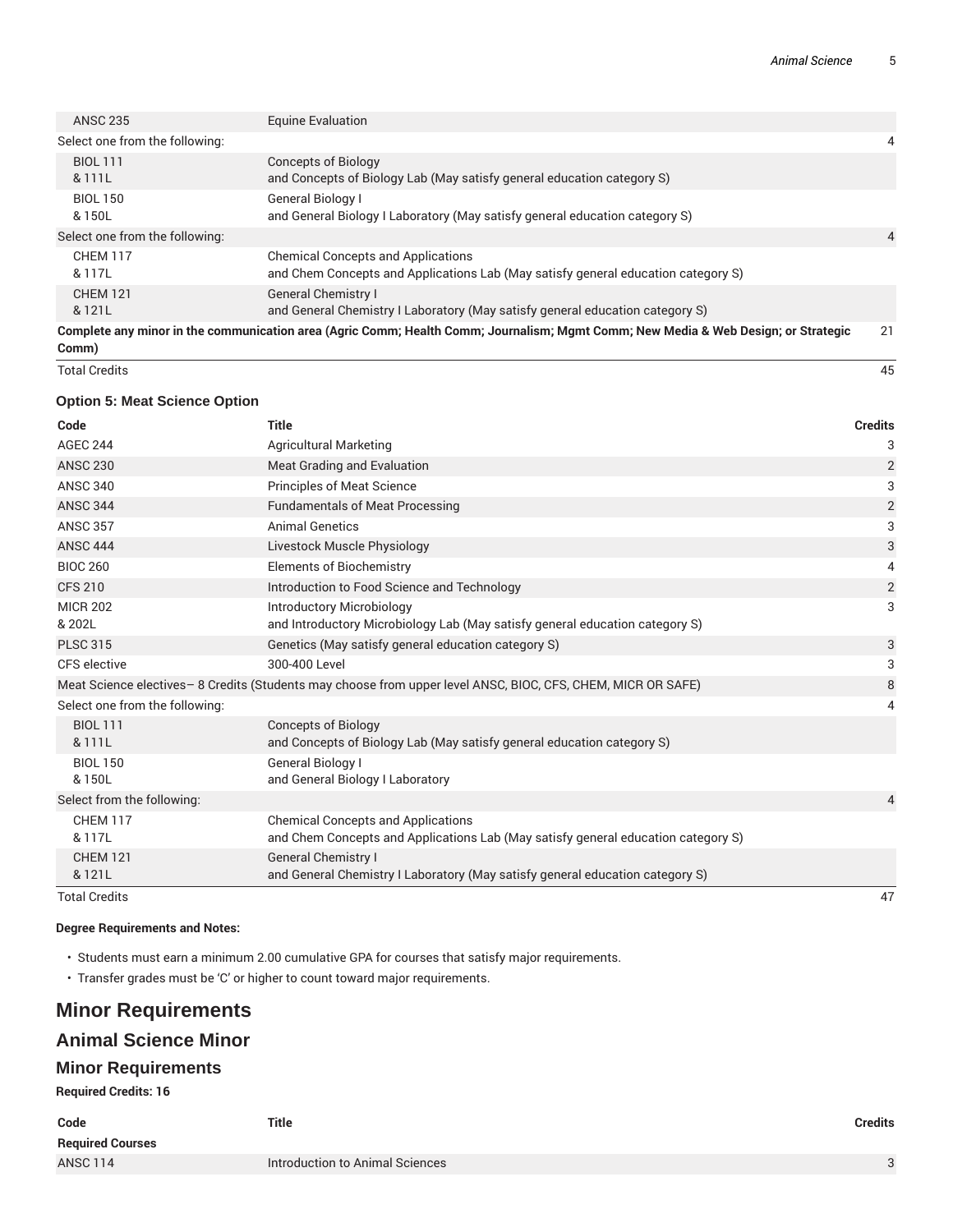| Code | Title | Credits |
|---|---|---|
| ANSC 235 | Equine Evaluation | |
| Select one from the following: | | 4 |
| BIOL 111 & 111L | Concepts of Biology and Concepts of Biology Lab (May satisfy general education category S) | |
| BIOL 150 & 150L | General Biology I and General Biology I Laboratory (May satisfy general education category S) | |
| Select one from the following: | | 4 |
| CHEM 117 & 117L | Chemical Concepts and Applications and Chem Concepts and Applications Lab (May satisfy general education category S) | |
| CHEM 121 & 121L | General Chemistry I and General Chemistry I Laboratory (May satisfy general education category S) | |
| **Complete any minor in the communication area (Agric Comm; Health Comm; Journalism; Mgmt Comm; New Media & Web Design; or Strategic Comm)** | | 21 |
| Total Credits | | 45 |

### Option 5: Meat Science Option

| Code | Title | Credits |
|---|---|---|
| AGEC 244 | Agricultural Marketing | 3 |
| ANSC 230 | Meat Grading and Evaluation | 2 |
| ANSC 340 | Principles of Meat Science | 3 |
| ANSC 344 | Fundamentals of Meat Processing | 2 |
| ANSC 357 | Animal Genetics | 3 |
| ANSC 444 | Livestock Muscle Physiology | 3 |
| BIOC 260 | Elements of Biochemistry | 4 |
| CFS 210 | Introduction to Food Science and Technology | 2 |
| MICR 202 & 202L | Introductory Microbiology and Introductory Microbiology Lab (May satisfy general education category S) | 3 |
| PLSC 315 | Genetics (May satisfy general education category S) | 3 |
| CFS elective | 300-400 Level | 3 |
| Meat Science electives– 8 Credits (Students may choose from upper level ANSC, BIOC, CFS, CHEM, MICR OR SAFE) | | 8 |
| Select one from the following: | | 4 |
| BIOL 111 & 111L | Concepts of Biology and Concepts of Biology Lab (May satisfy general education category S) | |
| BIOL 150 & 150L | General Biology I and General Biology I Laboratory | |
| Select from the following: | | 4 |
| CHEM 117 & 117L | Chemical Concepts and Applications and Chem Concepts and Applications Lab (May satisfy general education category S) | |
| CHEM 121 & 121L | General Chemistry I and General Chemistry I Laboratory (May satisfy general education category S) | |
| Total Credits | | 47 |

**Degree Requirements and Notes:**

- Students must earn a minimum 2.00 cumulative GPA for courses that satisfy major requirements.
- Transfer grades must be 'C' or higher to count toward major requirements.

# Minor Requirements

## Animal Science Minor

### Minor Requirements

**Required Credits: 16**

| Code | Title | Credits |
|---|---|---|
| **Required Courses** | | |
| ANSC 114 | Introduction to Animal Sciences | 3 |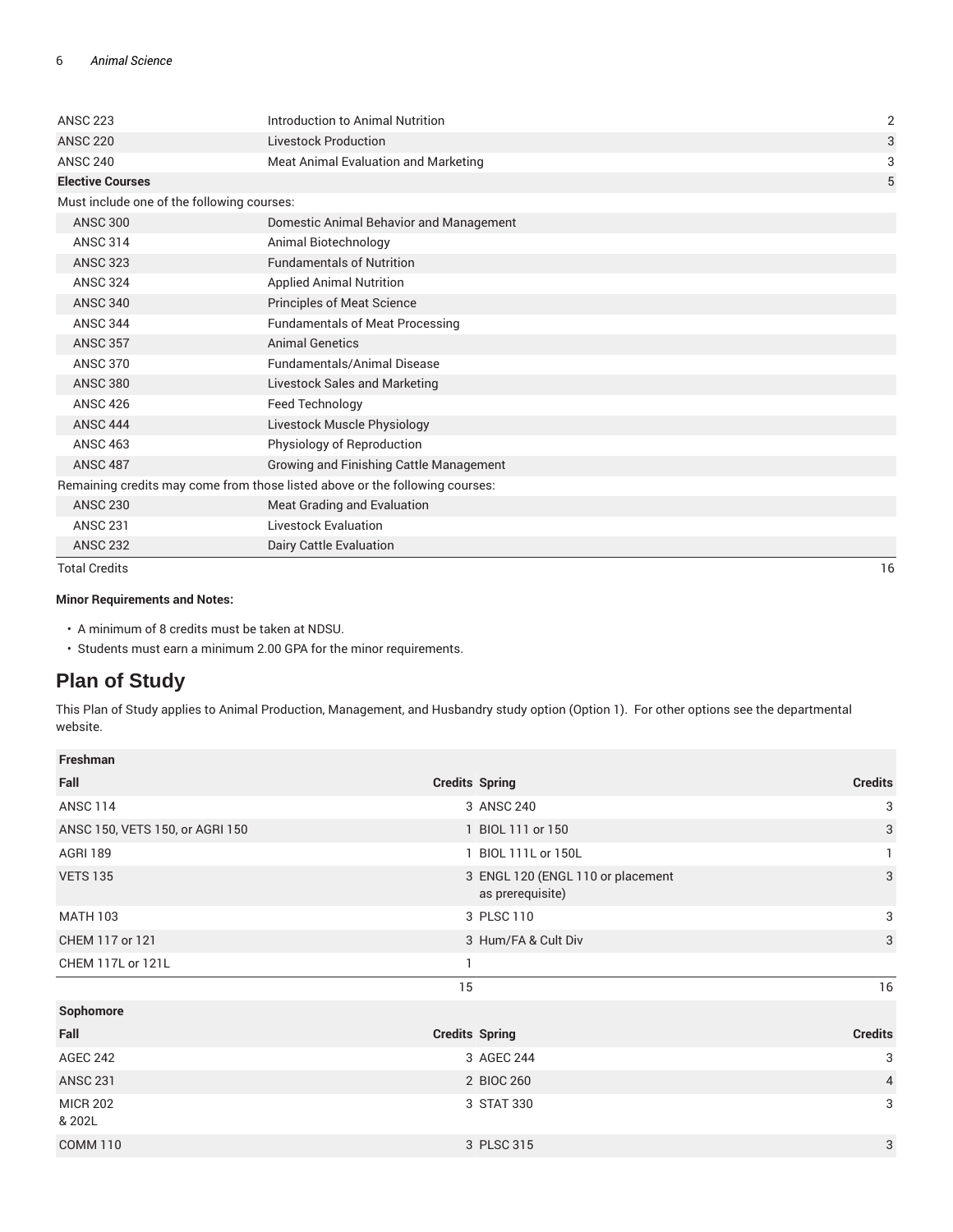| | | |
|---|---|---|
| ANSC 223 | Introduction to Animal Nutrition | 2 |
| ANSC 220 | Livestock Production | 3 |
| ANSC 240 | Meat Animal Evaluation and Marketing | 3 |
| **Elective Courses** | | 5 |
| Must include one of the following courses: | | |
| ANSC 300 | Domestic Animal Behavior and Management | |
| ANSC 314 | Animal Biotechnology | |
| ANSC 323 | Fundamentals of Nutrition | |
| ANSC 324 | Applied Animal Nutrition | |
| ANSC 340 | Principles of Meat Science | |
| ANSC 344 | Fundamentals of Meat Processing | |
| ANSC 357 | Animal Genetics | |
| ANSC 370 | Fundamentals/Animal Disease | |
| ANSC 380 | Livestock Sales and Marketing | |
| ANSC 426 | Feed Technology | |
| ANSC 444 | Livestock Muscle Physiology | |
| ANSC 463 | Physiology of Reproduction | |
| ANSC 487 | Growing and Finishing Cattle Management | |
| Remaining credits may come from those listed above or the following courses: | | |
| ANSC 230 | Meat Grading and Evaluation | |
| ANSC 231 | Livestock Evaluation | |
| ANSC 232 | Dairy Cattle Evaluation | |
| Total Credits | | 16 |

**Minor Requirements and Notes:**

- A minimum of 8 credits must be taken at NDSU.
- Students must earn a minimum 2.00 GPA for the minor requirements.

## Plan of Study

This Plan of Study applies to Animal Production, Management, and Husbandry study option (Option 1). For other options see the departmental website.

| **Freshman** | | | |
|---|---|---|---|
| **Fall** | **Credits** | **Spring** | **Credits** |
| ANSC 114 | 3 | ANSC 240 | 3 |
| ANSC 150, VETS 150, or AGRI 150 | 1 | BIOL 111 or 150 | 3 |
| AGRI 189 | 1 | BIOL 111L or 150L | 1 |
| VETS 135 | 3 | ENGL 120 (ENGL 110 or placement as prerequisite) | 3 |
| MATH 103 | 3 | PLSC 110 | 3 |
| CHEM 117 or 121 | 3 | Hum/FA & Cult Div | 3 |
| CHEM 117L or 121L | 1 | | |
| | 15 | | 16 |
| **Sophomore** | | | |
| **Fall** | **Credits** | **Spring** | **Credits** |
| AGEC 242 | 3 | AGEC 244 | 3 |
| ANSC 231 | 2 | BIOC 260 | 4 |
| MICR 202 & 202L | 3 | STAT 330 | 3 |
| COMM 110 | 3 | PLSC 315 | 3 |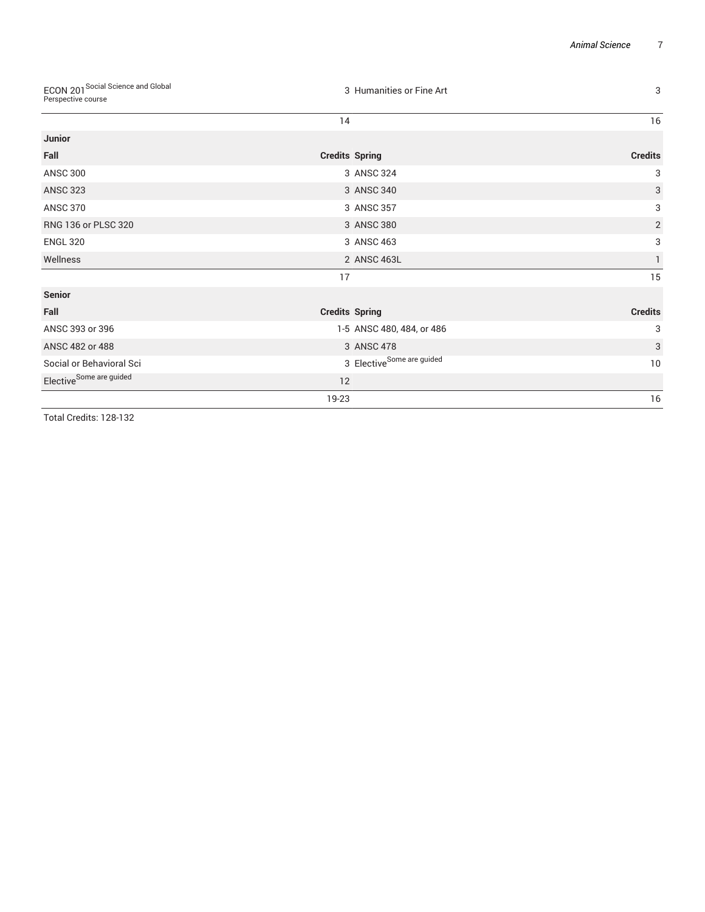| | | | |
|---|---|---|---|
| ECON 201 Social Science and Global Perspective course | 3 | Humanities or Fine Art | 3 |
| | 14 | | 16 |
| **Junior** | | | |
| **Fall** | **Credits** | **Spring** | **Credits** |
| ANSC 300 | 3 | ANSC 324 | 3 |
| ANSC 323 | 3 | ANSC 340 | 3 |
| ANSC 370 | 3 | ANSC 357 | 3 |
| RNG 136 or PLSC 320 | 3 | ANSC 380 | 2 |
| ENGL 320 | 3 | ANSC 463 | 3 |
| Wellness | 2 | ANSC 463L | 1 |
| | 17 | | 15 |
| **Senior** | | | |
| **Fall** | **Credits** | **Spring** | **Credits** |
| ANSC 393 or 396 | 1-5 | ANSC 480, 484, or 486 | 3 |
| ANSC 482 or 488 | 3 | ANSC 478 | 3 |
| Social or Behavioral Sci | 3 | Elective Some are guided | 10 |
| Elective Some are guided | 12 | | |
| | 19-23 | | 16 |

Total Credits: 128-132